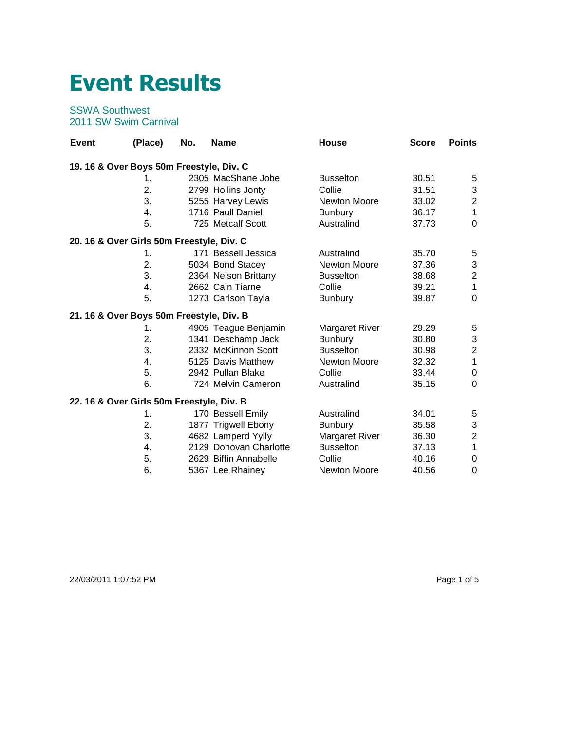# Event Results

SSWA Southwest
2011 SW Swim Carnival

| Event | (Place) | No. | Name | House | Score | Points |
|---|---|---|---|---|---|---|
| **19. 16 & Over Boys 50m Freestyle, Div. C** | | | | | | |
| | 1. | 2305 | MacShane Jobe | Busselton | 30.51 | 5 |
| | 2. | 2799 | Hollins Jonty | Collie | 31.51 | 3 |
| | 3. | 5255 | Harvey Lewis | Newton Moore | 33.02 | 2 |
| | 4. | 1716 | Paull Daniel | Bunbury | 36.17 | 1 |
| | 5. | 725 | Metcalf Scott | Australind | 37.73 | 0 |
| **20. 16 & Over Girls 50m Freestyle, Div. C** | | | | | | |
| | 1. | 171 | Bessell Jessica | Australind | 35.70 | 5 |
| | 2. | 5034 | Bond Stacey | Newton Moore | 37.36 | 3 |
| | 3. | 2364 | Nelson Brittany | Busselton | 38.68 | 2 |
| | 4. | 2662 | Cain Tiarne | Collie | 39.21 | 1 |
| | 5. | 1273 | Carlson Tayla | Bunbury | 39.87 | 0 |
| **21. 16 & Over Boys 50m Freestyle, Div. B** | | | | | | |
| | 1. | 4905 | Teague Benjamin | Margaret River | 29.29 | 5 |
| | 2. | 1341 | Deschamp Jack | Bunbury | 30.80 | 3 |
| | 3. | 2332 | McKinnon Scott | Busselton | 30.98 | 2 |
| | 4. | 5125 | Davis Matthew | Newton Moore | 32.32 | 1 |
| | 5. | 2942 | Pullan Blake | Collie | 33.44 | 0 |
| | 6. | 724 | Melvin Cameron | Australind | 35.15 | 0 |
| **22. 16 & Over Girls 50m Freestyle, Div. B** | | | | | | |
| | 1. | 170 | Bessell Emily | Australind | 34.01 | 5 |
| | 2. | 1877 | Trigwell Ebony | Bunbury | 35.58 | 3 |
| | 3. | 4682 | Lamperd Yylly | Margaret River | 36.30 | 2 |
| | 4. | 2129 | Donovan Charlotte | Busselton | 37.13 | 1 |
| | 5. | 2629 | Biffin Annabelle | Collie | 40.16 | 0 |
| | 6. | 5367 | Lee Rhainey | Newton Moore | 40.56 | 0 |

22/03/2011 1:07:52 PM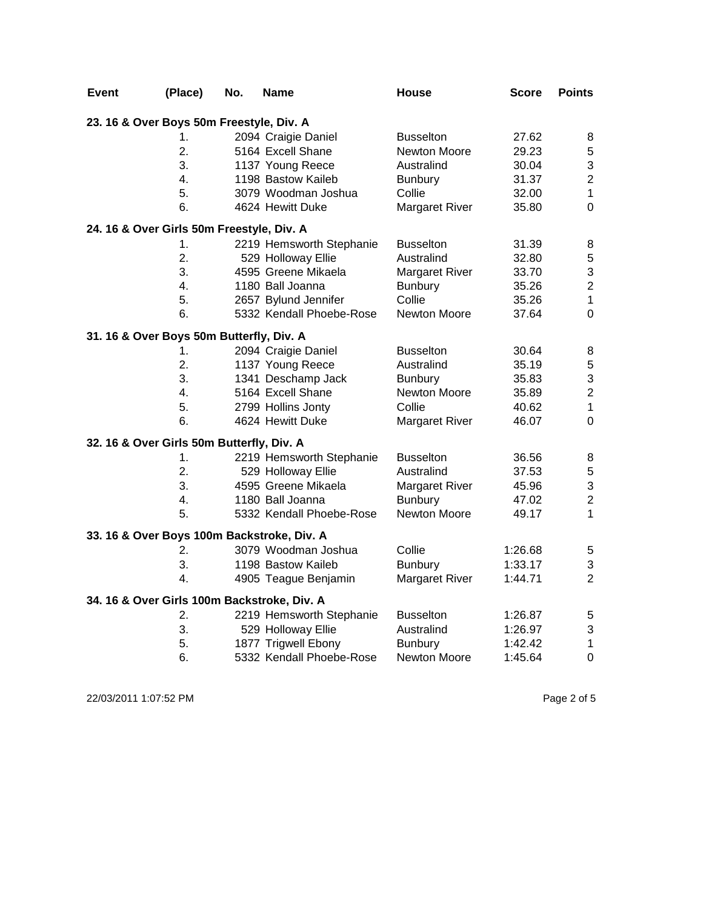| Event | (Place) | No. | Name | House | Score | Points |
|---|---|---|---|---|---|---|
| **23. 16 & Over Boys 50m Freestyle, Div. A** | | | | | | |
| | 1. | 2094 | Craigie Daniel | Busselton | 27.62 | 8 |
| | 2. | 5164 | Excell Shane | Newton Moore | 29.23 | 5 |
| | 3. | 1137 | Young Reece | Australind | 30.04 | 3 |
| | 4. | 1198 | Bastow Kaileb | Bunbury | 31.37 | 2 |
| | 5. | 3079 | Woodman Joshua | Collie | 32.00 | 1 |
| | 6. | 4624 | Hewitt Duke | Margaret River | 35.80 | 0 |
| **24. 16 & Over Girls 50m Freestyle, Div. A** | | | | | | |
| | 1. | 2219 | Hemsworth Stephanie | Busselton | 31.39 | 8 |
| | 2. | 529 | Holloway Ellie | Australind | 32.80 | 5 |
| | 3. | 4595 | Greene Mikaela | Margaret River | 33.70 | 3 |
| | 4. | 1180 | Ball Joanna | Bunbury | 35.26 | 2 |
| | 5. | 2657 | Bylund Jennifer | Collie | 35.26 | 1 |
| | 6. | 5332 | Kendall Phoebe-Rose | Newton Moore | 37.64 | 0 |
| **31. 16 & Over Boys 50m Butterfly, Div. A** | | | | | | |
| | 1. | 2094 | Craigie Daniel | Busselton | 30.64 | 8 |
| | 2. | 1137 | Young Reece | Australind | 35.19 | 5 |
| | 3. | 1341 | Deschamp Jack | Bunbury | 35.83 | 3 |
| | 4. | 5164 | Excell Shane | Newton Moore | 35.89 | 2 |
| | 5. | 2799 | Hollins Jonty | Collie | 40.62 | 1 |
| | 6. | 4624 | Hewitt Duke | Margaret River | 46.07 | 0 |
| **32. 16 & Over Girls 50m Butterfly, Div. A** | | | | | | |
| | 1. | 2219 | Hemsworth Stephanie | Busselton | 36.56 | 8 |
| | 2. | 529 | Holloway Ellie | Australind | 37.53 | 5 |
| | 3. | 4595 | Greene Mikaela | Margaret River | 45.96 | 3 |
| | 4. | 1180 | Ball Joanna | Bunbury | 47.02 | 2 |
| | 5. | 5332 | Kendall Phoebe-Rose | Newton Moore | 49.17 | 1 |
| **33. 16 & Over Boys 100m Backstroke, Div. A** | | | | | | |
| | 2. | 3079 | Woodman Joshua | Collie | 1:26.68 | 5 |
| | 3. | 1198 | Bastow Kaileb | Bunbury | 1:33.17 | 3 |
| | 4. | 4905 | Teague Benjamin | Margaret River | 1:44.71 | 2 |
| **34. 16 & Over Girls 100m Backstroke, Div. A** | | | | | | |
| | 2. | 2219 | Hemsworth Stephanie | Busselton | 1:26.87 | 5 |
| | 3. | 529 | Holloway Ellie | Australind | 1:26.97 | 3 |
| | 5. | 1877 | Trigwell Ebony | Bunbury | 1:42.42 | 1 |
| | 6. | 5332 | Kendall Phoebe-Rose | Newton Moore | 1:45.64 | 0 |

22/03/2011 1:07:52 PM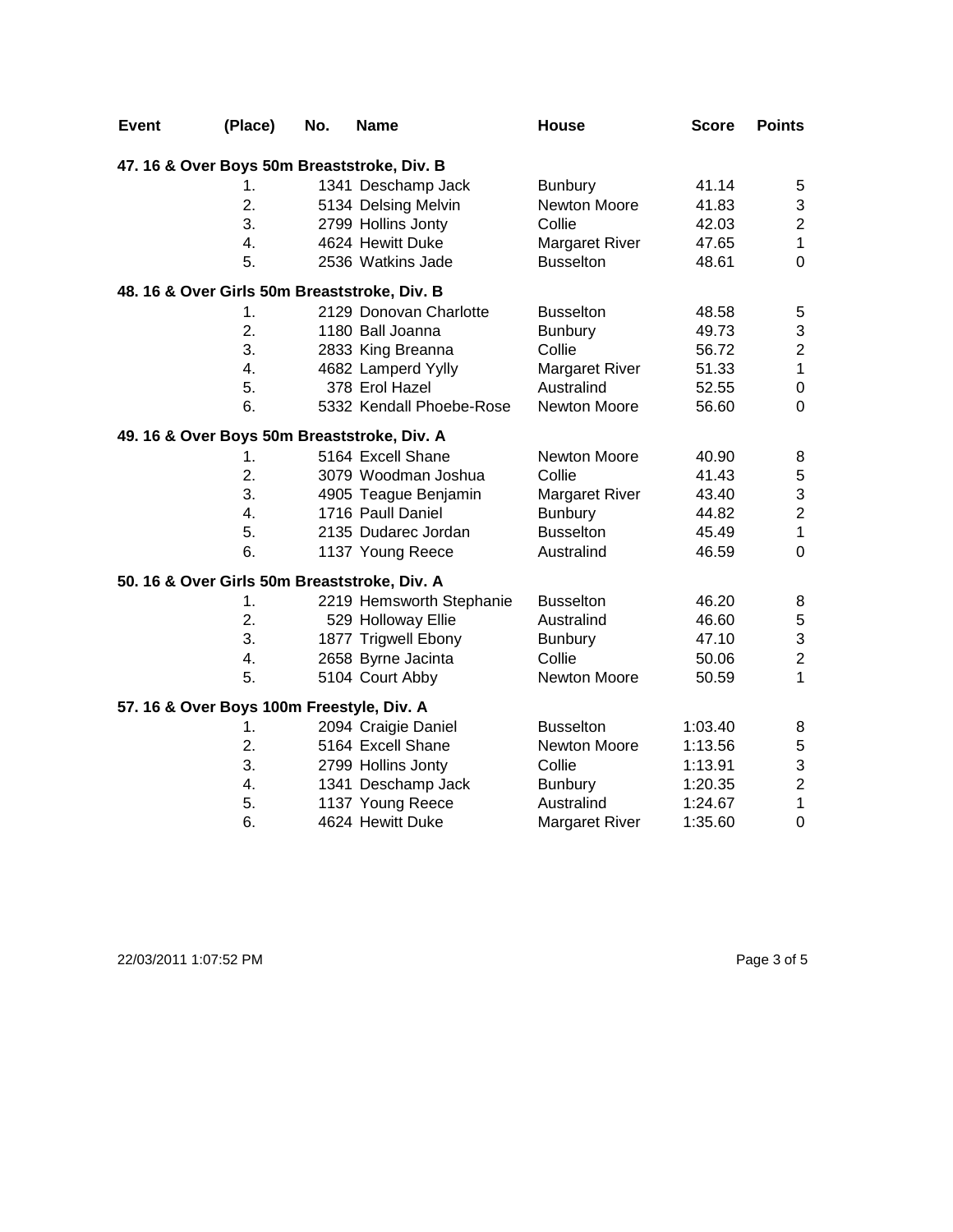| Event | (Place) | No. | Name | House | Score | Points |
|---|---|---|---|---|---|---|
| **47. 16 & Over Boys 50m Breaststroke, Div. B** | | | | | | |
| | 1. | 1341 | Deschamp Jack | Bunbury | 41.14 | 5 |
| | 2. | 5134 | Delsing Melvin | Newton Moore | 41.83 | 3 |
| | 3. | 2799 | Hollins Jonty | Collie | 42.03 | 2 |
| | 4. | 4624 | Hewitt Duke | Margaret River | 47.65 | 1 |
| | 5. | 2536 | Watkins Jade | Busselton | 48.61 | 0 |
| **48. 16 & Over Girls 50m Breaststroke, Div. B** | | | | | | |
| | 1. | 2129 | Donovan Charlotte | Busselton | 48.58 | 5 |
| | 2. | 1180 | Ball Joanna | Bunbury | 49.73 | 3 |
| | 3. | 2833 | King Breanna | Collie | 56.72 | 2 |
| | 4. | 4682 | Lamperd Yylly | Margaret River | 51.33 | 1 |
| | 5. | 378 | Erol Hazel | Australind | 52.55 | 0 |
| | 6. | 5332 | Kendall Phoebe-Rose | Newton Moore | 56.60 | 0 |
| **49. 16 & Over Boys 50m Breaststroke, Div. A** | | | | | | |
| | 1. | 5164 | Excell Shane | Newton Moore | 40.90 | 8 |
| | 2. | 3079 | Woodman Joshua | Collie | 41.43 | 5 |
| | 3. | 4905 | Teague Benjamin | Margaret River | 43.40 | 3 |
| | 4. | 1716 | Paull Daniel | Bunbury | 44.82 | 2 |
| | 5. | 2135 | Dudarec Jordan | Busselton | 45.49 | 1 |
| | 6. | 1137 | Young Reece | Australind | 46.59 | 0 |
| **50. 16 & Over Girls 50m Breaststroke, Div. A** | | | | | | |
| | 1. | 2219 | Hemsworth Stephanie | Busselton | 46.20 | 8 |
| | 2. | 529 | Holloway Ellie | Australind | 46.60 | 5 |
| | 3. | 1877 | Trigwell Ebony | Bunbury | 47.10 | 3 |
| | 4. | 2658 | Byrne Jacinta | Collie | 50.06 | 2 |
| | 5. | 5104 | Court Abby | Newton Moore | 50.59 | 1 |
| **57. 16 & Over Boys 100m Freestyle, Div. A** | | | | | | |
| | 1. | 2094 | Craigie Daniel | Busselton | 1:03.40 | 8 |
| | 2. | 5164 | Excell Shane | Newton Moore | 1:13.56 | 5 |
| | 3. | 2799 | Hollins Jonty | Collie | 1:13.91 | 3 |
| | 4. | 1341 | Deschamp Jack | Bunbury | 1:20.35 | 2 |
| | 5. | 1137 | Young Reece | Australind | 1:24.67 | 1 |
| | 6. | 4624 | Hewitt Duke | Margaret River | 1:35.60 | 0 |

22/03/2011 1:07:52 PM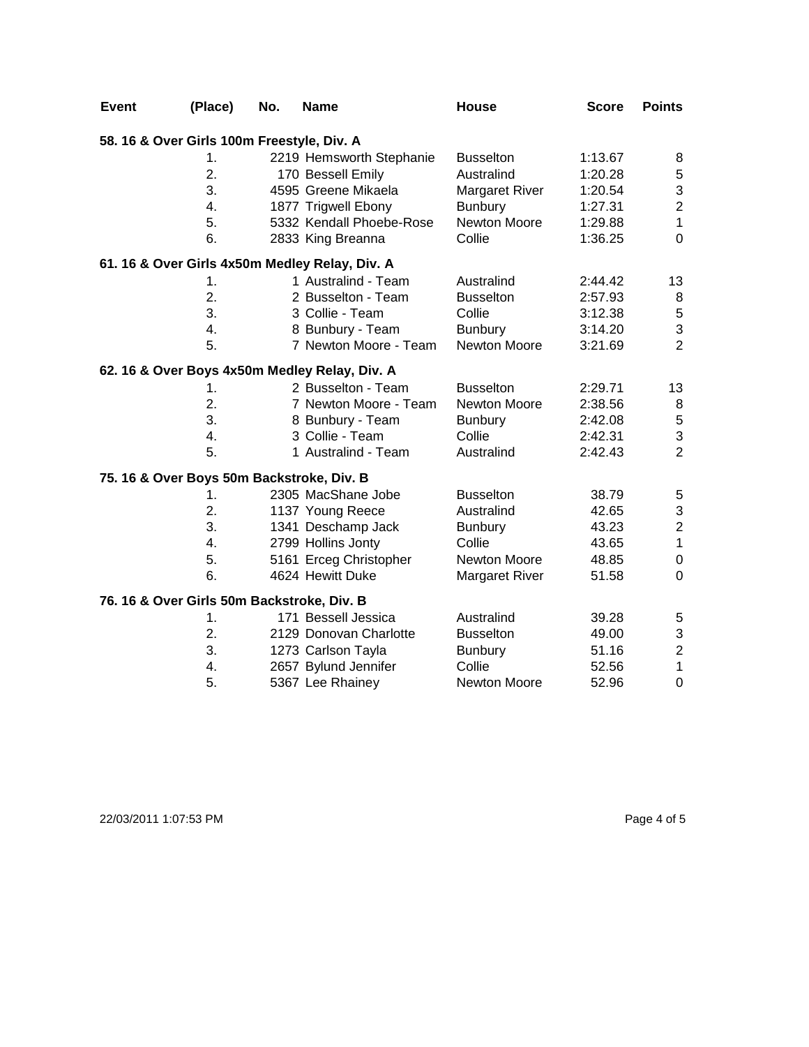| Event | (Place) | No. | Name | House | Score | Points |
|---|---|---|---|---|---|---|
| **58. 16 & Over Girls 100m Freestyle, Div. A** | | | | | | |
| | 1. | 2219 | Hemsworth Stephanie | Busselton | 1:13.67 | 8 |
| | 2. | 170 | Bessell Emily | Australind | 1:20.28 | 5 |
| | 3. | 4595 | Greene Mikaela | Margaret River | 1:20.54 | 3 |
| | 4. | 1877 | Trigwell Ebony | Bunbury | 1:27.31 | 2 |
| | 5. | 5332 | Kendall Phoebe-Rose | Newton Moore | 1:29.88 | 1 |
| | 6. | 2833 | King Breanna | Collie | 1:36.25 | 0 |
| **61. 16 & Over Girls 4x50m Medley Relay, Div. A** | | | | | | |
| | 1. | 1 | Australind - Team | Australind | 2:44.42 | 13 |
| | 2. | 2 | Busselton - Team | Busselton | 2:57.93 | 8 |
| | 3. | 3 | Collie - Team | Collie | 3:12.38 | 5 |
| | 4. | 8 | Bunbury - Team | Bunbury | 3:14.20 | 3 |
| | 5. | 7 | Newton Moore - Team | Newton Moore | 3:21.69 | 2 |
| **62. 16 & Over Boys 4x50m Medley Relay, Div. A** | | | | | | |
| | 1. | 2 | Busselton - Team | Busselton | 2:29.71 | 13 |
| | 2. | 7 | Newton Moore - Team | Newton Moore | 2:38.56 | 8 |
| | 3. | 8 | Bunbury - Team | Bunbury | 2:42.08 | 5 |
| | 4. | 3 | Collie - Team | Collie | 2:42.31 | 3 |
| | 5. | 1 | Australind - Team | Australind | 2:42.43 | 2 |
| **75. 16 & Over Boys 50m Backstroke, Div. B** | | | | | | |
| | 1. | 2305 | MacShane Jobe | Busselton | 38.79 | 5 |
| | 2. | 1137 | Young Reece | Australind | 42.65 | 3 |
| | 3. | 1341 | Deschamp Jack | Bunbury | 43.23 | 2 |
| | 4. | 2799 | Hollins Jonty | Collie | 43.65 | 1 |
| | 5. | 5161 | Erceg Christopher | Newton Moore | 48.85 | 0 |
| | 6. | 4624 | Hewitt Duke | Margaret River | 51.58 | 0 |
| **76. 16 & Over Girls 50m Backstroke, Div. B** | | | | | | |
| | 1. | 171 | Bessell Jessica | Australind | 39.28 | 5 |
| | 2. | 2129 | Donovan Charlotte | Busselton | 49.00 | 3 |
| | 3. | 1273 | Carlson Tayla | Bunbury | 51.16 | 2 |
| | 4. | 2657 | Bylund Jennifer | Collie | 52.56 | 1 |
| | 5. | 5367 | Lee Rhainey | Newton Moore | 52.96 | 0 |

22/03/2011 1:07:53 PM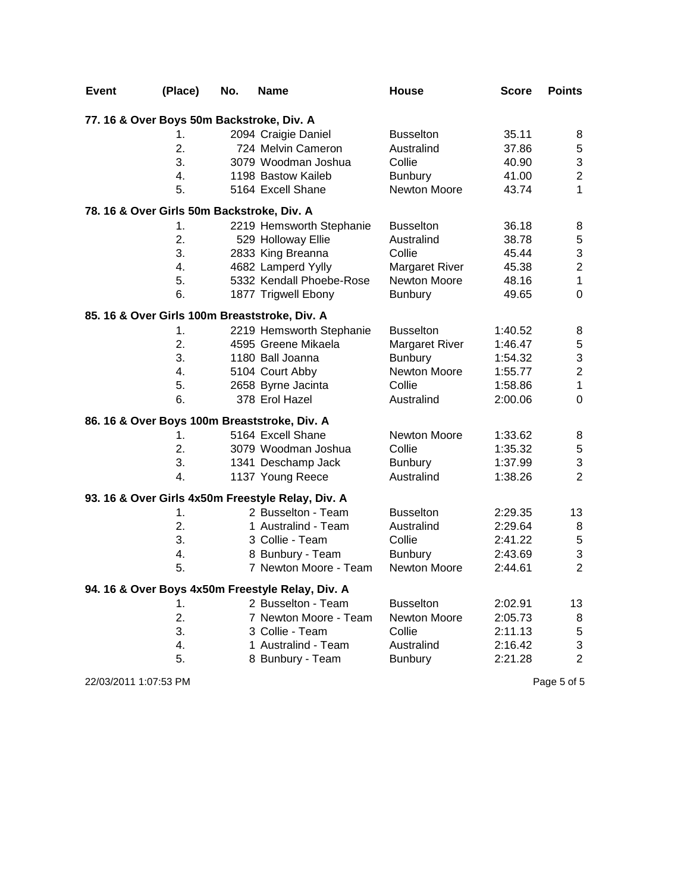| Event | (Place) | No. | Name | House | Score | Points |
|---|---|---|---|---|---|---|
| **77. 16 & Over Boys 50m Backstroke, Div. A** | | | | | | |
| | 1. | 2094 | Craigie Daniel | Busselton | 35.11 | 8 |
| | 2. | 724 | Melvin Cameron | Australind | 37.86 | 5 |
| | 3. | 3079 | Woodman Joshua | Collie | 40.90 | 3 |
| | 4. | 1198 | Bastow Kaileb | Bunbury | 41.00 | 2 |
| | 5. | 5164 | Excell Shane | Newton Moore | 43.74 | 1 |
| **78. 16 & Over Girls 50m Backstroke, Div. A** | | | | | | |
| | 1. | 2219 | Hemsworth Stephanie | Busselton | 36.18 | 8 |
| | 2. | 529 | Holloway Ellie | Australind | 38.78 | 5 |
| | 3. | 2833 | King Breanna | Collie | 45.44 | 3 |
| | 4. | 4682 | Lamperd Yylly | Margaret River | 45.38 | 2 |
| | 5. | 5332 | Kendall Phoebe-Rose | Newton Moore | 48.16 | 1 |
| | 6. | 1877 | Trigwell Ebony | Bunbury | 49.65 | 0 |
| **85. 16 & Over Girls 100m Breaststroke, Div. A** | | | | | | |
| | 1. | 2219 | Hemsworth Stephanie | Busselton | 1:40.52 | 8 |
| | 2. | 4595 | Greene Mikaela | Margaret River | 1:46.47 | 5 |
| | 3. | 1180 | Ball Joanna | Bunbury | 1:54.32 | 3 |
| | 4. | 5104 | Court Abby | Newton Moore | 1:55.77 | 2 |
| | 5. | 2658 | Byrne Jacinta | Collie | 1:58.86 | 1 |
| | 6. | 378 | Erol Hazel | Australind | 2:00.06 | 0 |
| **86. 16 & Over Boys 100m Breaststroke, Div. A** | | | | | | |
| | 1. | 5164 | Excell Shane | Newton Moore | 1:33.62 | 8 |
| | 2. | 3079 | Woodman Joshua | Collie | 1:35.32 | 5 |
| | 3. | 1341 | Deschamp Jack | Bunbury | 1:37.99 | 3 |
| | 4. | 1137 | Young Reece | Australind | 1:38.26 | 2 |
| **93. 16 & Over Girls 4x50m Freestyle Relay, Div. A** | | | | | | |
| | 1. | 2 | Busselton - Team | Busselton | 2:29.35 | 13 |
| | 2. | 1 | Australind - Team | Australind | 2:29.64 | 8 |
| | 3. | 3 | Collie - Team | Collie | 2:41.22 | 5 |
| | 4. | 8 | Bunbury - Team | Bunbury | 2:43.69 | 3 |
| | 5. | 7 | Newton Moore - Team | Newton Moore | 2:44.61 | 2 |
| **94. 16 & Over Boys 4x50m Freestyle Relay, Div. A** | | | | | | |
| | 1. | 2 | Busselton - Team | Busselton | 2:02.91 | 13 |
| | 2. | 7 | Newton Moore - Team | Newton Moore | 2:05.73 | 8 |
| | 3. | 3 | Collie - Team | Collie | 2:11.13 | 5 |
| | 4. | 1 | Australind - Team | Australind | 2:16.42 | 3 |
| | 5. | 8 | Bunbury - Team | Bunbury | 2:21.28 | 2 |

22/03/2011 1:07:53 PM